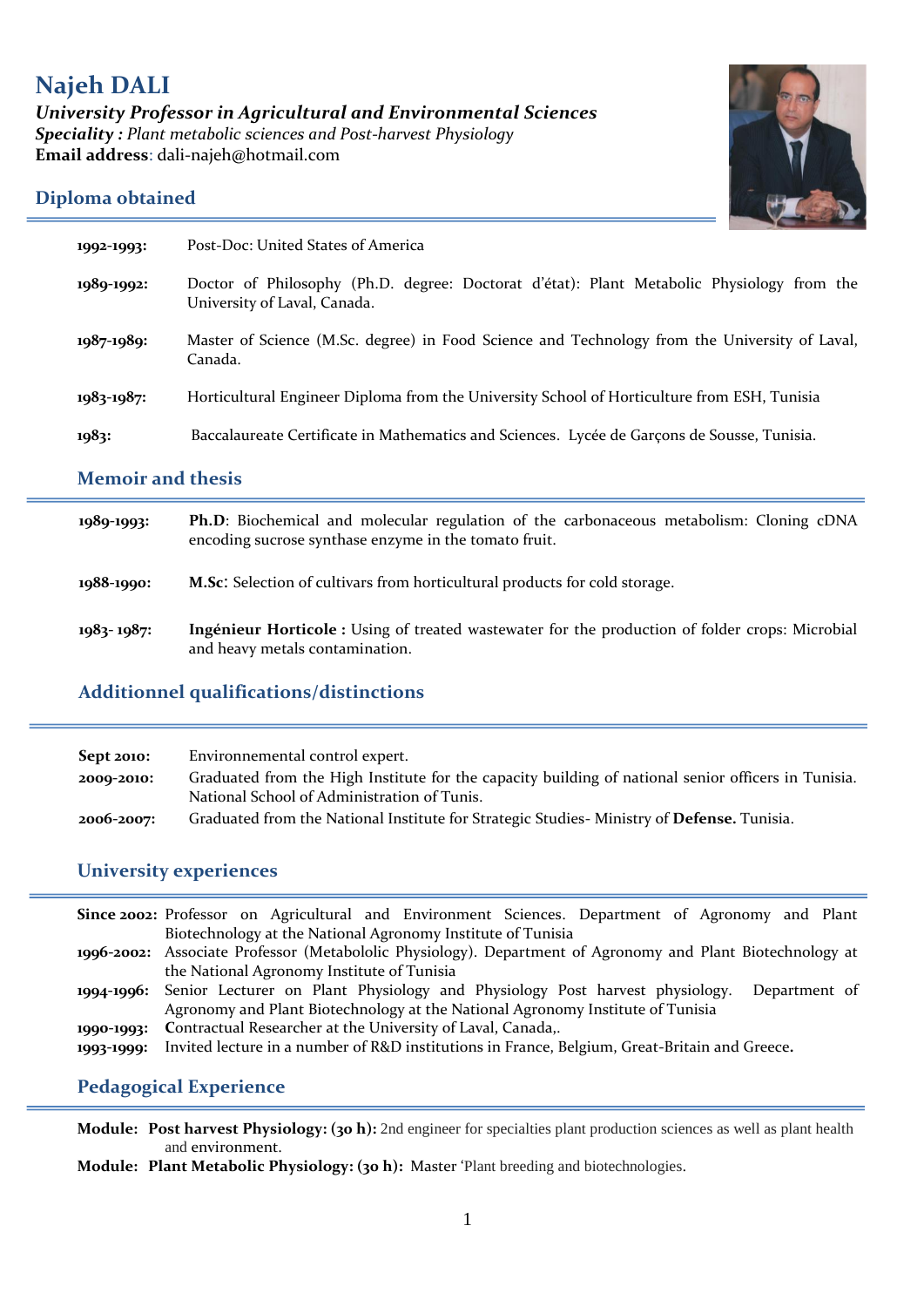# Najeh DALI

***University Professor in Agricultural and Environmental Sciences***
***Speciality :*** *Plant metabolic sciences and Post-harvest Physiology*
**Email address**: dali-najeh@hotmail.com

## Diploma obtained

**1992-1993:** Post-Doc: United States of America

**1989-1992:** Doctor of Philosophy (Ph.D. degree: Doctorat d'état): Plant Metabolic Physiology from the University of Laval, Canada.

**1987-1989:** Master of Science (M.Sc. degree) in Food Science and Technology from the University of Laval, Canada.

**1983-1987:** Horticultural Engineer Diploma from the University School of Horticulture from ESH, Tunisia

**1983:** Baccalaureate Certificate in Mathematics and Sciences. Lycée de Garçons de Sousse, Tunisia.

## Memoir and thesis

**1989-1993:** **Ph.D**: Biochemical and molecular regulation of the carbonaceous metabolism: Cloning cDNA encoding sucrose synthase enzyme in the tomato fruit.

**1988-1990:** **M.Sc**: Selection of cultivars from horticultural products for cold storage.

**1983- 1987:** **Ingénieur Horticole :** Using of treated wastewater for the production of folder crops: Microbial and heavy metals contamination.

## Additionnel qualifications/distinctions

**Sept 2010:** Environnemental control expert.
**2009-2010:** Graduated from the High Institute for the capacity building of national senior officers in Tunisia. National School of Administration of Tunis.
**2006-2007:** Graduated from the National Institute for Strategic Studies- Ministry of **Defense.** Tunisia.

## University experiences

**Since 2002:** Professor on Agricultural and Environment Sciences. Department of Agronomy and Plant Biotechnology at the National Agronomy Institute of Tunisia
**1996-2002:** Associate Professor (Metabololic Physiology). Department of Agronomy and Plant Biotechnology at the National Agronomy Institute of Tunisia
**1994-1996:** Senior Lecturer on Plant Physiology and Physiology Post harvest physiology. Department of Agronomy and Plant Biotechnology at the National Agronomy Institute of Tunisia
**1990-1993:** **C**ontractual Researcher at the University of Laval, Canada,.
**1993-1999:** Invited lecture in a number of R&D institutions in France, Belgium, Great-Britain and Greece**.**

## Pedagogical Experience

**Module: Post harvest Physiology: (30 h):** 2nd engineer for specialties plant production sciences as well as plant health and environment.
**Module: Plant Metabolic Physiology: (30 h):** Master 'Plant breeding and biotechnologies.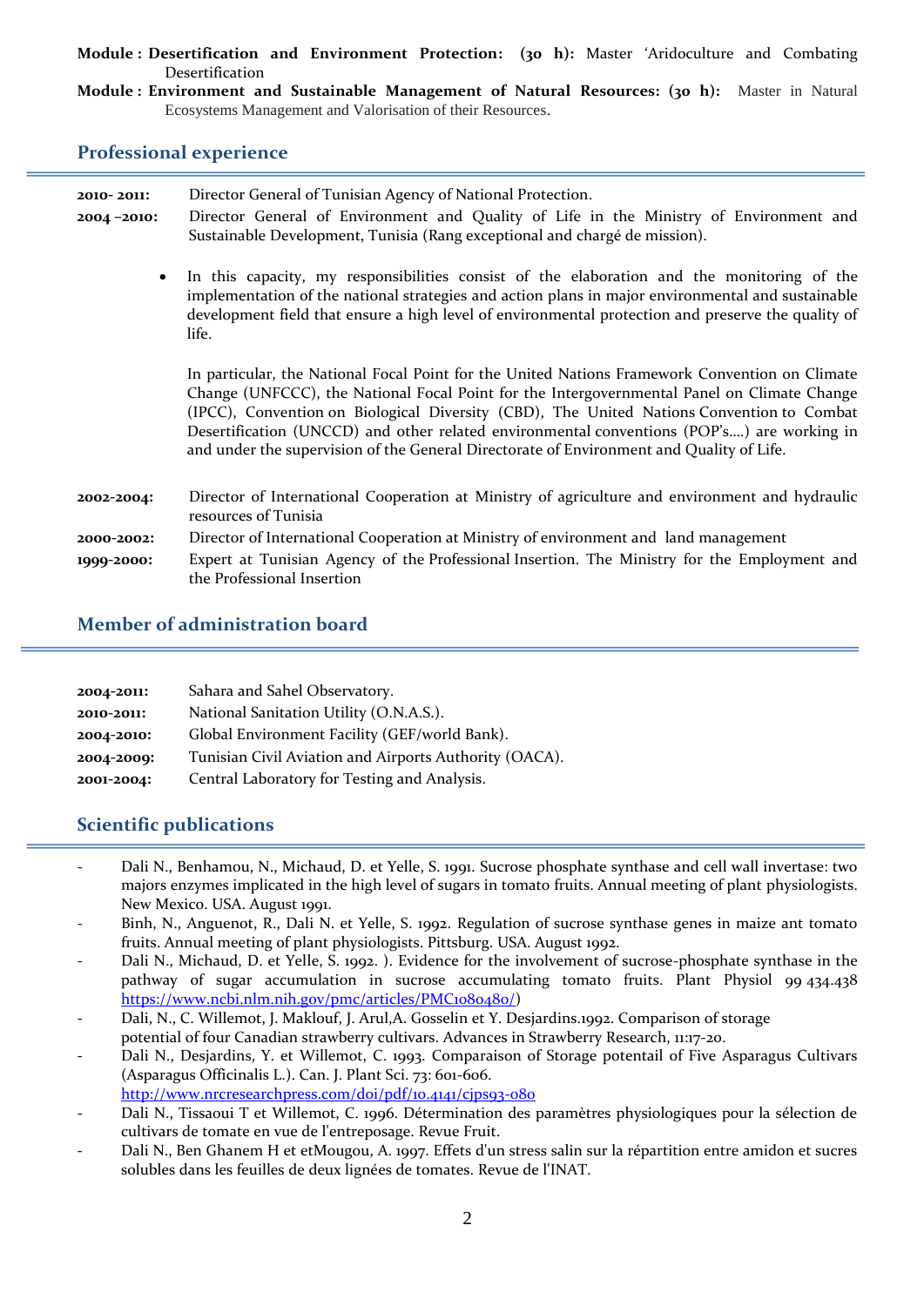**Module : Desertification and Environment Protection: (30 h):** Master 'Aridoculture and Combating Desertification

**Module : Environment and Sustainable Management of Natural Resources: (30 h):** Master in Natural Ecosystems Management and Valorisation of their Resources.

## Professional experience

**2010- 2011:** Director General of Tunisian Agency of National Protection.

**2004 –2010:** Director General of Environment and Quality of Life in the Ministry of Environment and Sustainable Development, Tunisia (Rang exceptional and chargé de mission).

- In this capacity, my responsibilities consist of the elaboration and the monitoring of the implementation of the national strategies and action plans in major environmental and sustainable development field that ensure a high level of environmental protection and preserve the quality of life.

  In particular, the National Focal Point for the United Nations Framework Convention on Climate Change (UNFCCC), the National Focal Point for the Intergovernmental Panel on Climate Change (IPCC), Convention on Biological Diversity (CBD), The United Nations Convention to Combat Desertification (UNCCD) and other related environmental conventions (POP's….) are working in and under the supervision of the General Directorate of Environment and Quality of Life.

**2002-2004:** Director of International Cooperation at Ministry of agriculture and environment and hydraulic resources of Tunisia

**2000-2002:** Director of International Cooperation at Ministry of environment and land management

**1999-2000:** Expert at Tunisian Agency of the Professional Insertion. The Ministry for the Employment and the Professional Insertion

## Member of administration board

**2004-2011:** Sahara and Sahel Observatory.

**2010-2011:** National Sanitation Utility (O.N.A.S.).

**2004-2010:** Global Environment Facility (GEF/world Bank).

**2004-2009:** Tunisian Civil Aviation and Airports Authority (OACA).

**2001-2004:** Central Laboratory for Testing and Analysis.

## Scientific publications

- Dali N., Benhamou, N., Michaud, D. et Yelle, S. 1991. Sucrose phosphate synthase and cell wall invertase: two majors enzymes implicated in the high level of sugars in tomato fruits. Annual meeting of plant physiologists. New Mexico. USA. August 1991.
- Binh, N., Anguenot, R., Dali N. et Yelle, S. 1992. Regulation of sucrose synthase genes in maize ant tomato fruits. Annual meeting of plant physiologists. Pittsburg. USA. August 1992.
- Dali N., Michaud, D. et Yelle, S. 1992. ). Evidence for the involvement of sucrose-phosphate synthase in the pathway of sugar accumulation in sucrose accumulating tomato fruits. Plant Physiol 99 434.438 https://www.ncbi.nlm.nih.gov/pmc/articles/PMC1080480/)
- Dali, N., C. Willemot, J. Maklouf, J. Arul,A. Gosselin et Y. Desjardins.1992. Comparison of storage potential of four Canadian strawberry cultivars. Advances in Strawberry Research, 11:17-20.
- Dali N., Desjardins, Y. et Willemot, C. 1993. Comparaison of Storage potentail of Five Asparagus Cultivars (Asparagus Officinalis L.). Can. J. Plant Sci. 73: 601-606. http://www.nrcresearchpress.com/doi/pdf/10.4141/cjps93-080
- Dali N., Tissaoui T et Willemot, C. 1996. Détermination des paramètres physiologiques pour la sélection de cultivars de tomate en vue de l'entreposage. Revue Fruit.
- Dali N., Ben Ghanem H et etMougou, A. 1997. Effets d'un stress salin sur la répartition entre amidon et sucres solubles dans les feuilles de deux lignées de tomates. Revue de l'INAT.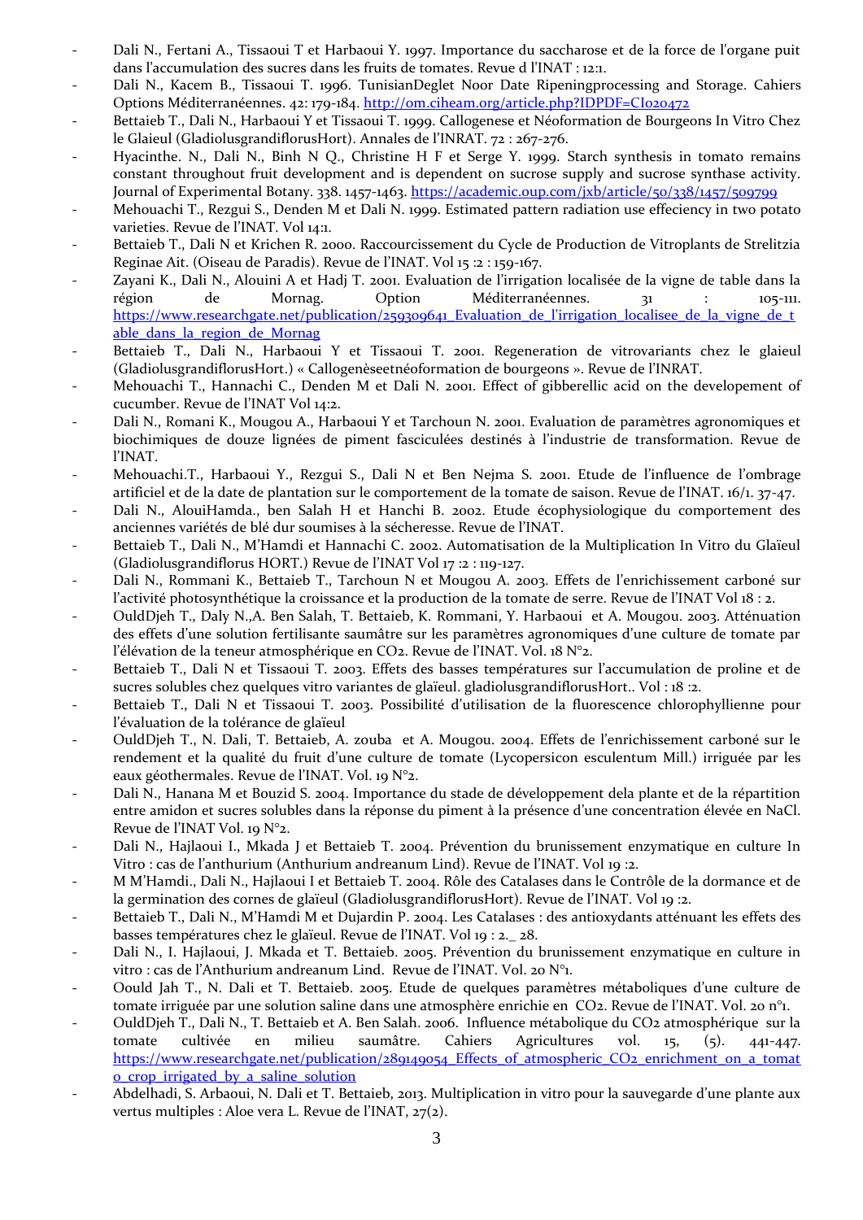- Dali N., Fertani A., Tissaoui T et Harbaoui Y. 1997. Importance du saccharose et de la force de l'organe puit dans l'accumulation des sucres dans les fruits de tomates. Revue d l'INAT : 12:1.
- Dali N., Kacem B., Tissaoui T. 1996. TunisianDeglet Noor Date Ripeningprocessing and Storage. Cahiers Options Méditerranéennes. 42: 179-184. http://om.ciheam.org/article.php?IDPDF=CI020472
- Bettaieb T., Dali N., Harbaoui Y et Tissaoui T. 1999. Callogenese et Néoformation de Bourgeons In Vitro Chez le Glaieul (GladiolusgrandiflorusHort). Annales de l'INRAT. 72 : 267-276.
- Hyacinthe. N., Dali N., Binh N Q., Christine H F et Serge Y. 1999. Starch synthesis in tomato remains constant throughout fruit development and is dependent on sucrose supply and sucrose synthase activity. Journal of Experimental Botany. 338. 1457-1463. https://academic.oup.com/jxb/article/50/338/1457/509799
- Mehouachi T., Rezgui S., Denden M et Dali N. 1999. Estimated pattern radiation use effeciency in two potato varieties. Revue de l'INAT. Vol 14:1.
- Bettaieb T., Dali N et Krichen R. 2000. Raccourcissement du Cycle de Production de Vitroplants de Strelitzia Reginae Ait. (Oiseau de Paradis). Revue de l'INAT. Vol 15 :2 : 159-167.
- Zayani K., Dali N., Alouini A et Hadj T. 2001. Evaluation de l'irrigation localisée de la vigne de table dans la région de Mornag. Option Méditerranéennes. 31 : 105-111. https://www.researchgate.net/publication/259309641_Evaluation_de_l'irrigation_localisee_de_la_vigne_de_table_dans_la_region_de_Mornag
- Bettaieb T., Dali N., Harbaoui Y et Tissaoui T. 2001. Regeneration de vitrovariants chez le glaieul (GladiolusgrandiflorusHort.) « Callogenèseetnéoformation de bourgeons ». Revue de l'INRAT.
- Mehouachi T., Hannachi C., Denden M et Dali N. 2001. Effect of gibberellic acid on the developement of cucumber. Revue de l'INAT Vol 14:2.
- Dali N., Romani K., Mougou A., Harbaoui Y et Tarchoun N. 2001. Evaluation de paramètres agronomiques et biochimiques de douze lignées de piment fasciculées destinés à l'industrie de transformation. Revue de l'INAT.
- Mehouachi.T., Harbaoui Y., Rezgui S., Dali N et Ben Nejma S. 2001. Etude de l'influence de l'ombrage artificiel et de la date de plantation sur le comportement de la tomate de saison. Revue de l'INAT. 16/1. 37-47.
- Dali N., AlouiHamda., ben Salah H et Hanchi B. 2002. Etude écophysiologique du comportement des anciennes variétés de blé dur soumises à la sécheresse. Revue de l'INAT.
- Bettaieb T., Dali N., M'Hamdi et Hannachi C. 2002. Automatisation de la Multiplication In Vitro du Glaïeul (Gladiolusgrandiflorus HORT.) Revue de l'INAT Vol 17 :2 : 119-127.
- Dali N., Rommani K., Bettaieb T., Tarchoun N et Mougou A. 2003. Effets de l'enrichissement carboné sur l'activité photosynthétique la croissance et la production de la tomate de serre. Revue de l'INAT Vol 18 : 2.
- OuldDjeh T., Daly N.,A. Ben Salah, T. Bettaieb, K. Rommani, Y. Harbaoui et A. Mougou. 2003. Atténuation des effets d'une solution fertilisante saumâtre sur les paramètres agronomiques d'une culture de tomate par l'élévation de la teneur atmosphérique en $CO_2$. Revue de l'INAT. Vol. 18 N°2.
- Bettaieb T., Dali N et Tissaoui T. 2003. Effets des basses températures sur l'accumulation de proline et de sucres solubles chez quelques vitro variantes de glaïeul. gladiolusgrandiflorusHort.. Vol : 18 :2.
- Bettaieb T., Dali N et Tissaoui T. 2003. Possibilité d'utilisation de la fluorescence chlorophyllienne pour l'évaluation de la tolérance de glaïeul
- OuldDjeh T., N. Dali, T. Bettaieb, A. zouba et A. Mougou. 2004. Effets de l'enrichissement carboné sur le rendement et la qualité du fruit d'une culture de tomate (Lycopersicon esculentum Mill.) irriguée par les eaux géothermales. Revue de l'INAT. Vol. 19 N°2.
- Dali N., Hanana M et Bouzid S. 2004. Importance du stade de développement dela plante et de la répartition entre amidon et sucres solubles dans la réponse du piment à la présence d'une concentration élevée en NaCl. Revue de l'INAT Vol. 19 N°2.
- Dali N., Hajlaoui I., Mkada J et Bettaieb T. 2004. Prévention du brunissement enzymatique en culture In Vitro : cas de l'anthurium (Anthurium andreanum Lind). Revue de l'INAT. Vol 19 :2.
- M M'Hamdi., Dali N., Hajlaoui I et Bettaieb T. 2004. Rôle des Catalases dans le Contrôle de la dormance et de la germination des cornes de glaïeul (GladiolusgrandiflorusHort). Revue de l'INAT. Vol 19 :2.
- Bettaieb T., Dali N., M'Hamdi M et Dujardin P. 2004. Les Catalases : des antioxydants atténuant les effets des basses températures chez le glaïeul. Revue de l'INAT. Vol 19 : 2._ 28.
- Dali N., I. Hajlaoui, J. Mkada et T. Bettaieb. 2005. Prévention du brunissement enzymatique en culture in vitro : cas de l'Anthurium andreanum Lind. Revue de l'INAT. Vol. 20 N°1.
- Oould Jah T., N. Dali et T. Bettaieb. 2005. Etude de quelques paramètres métaboliques d'une culture de tomate irriguée par une solution saline dans une atmosphère enrichie en $CO_2$. Revue de l'INAT. Vol. 20 n°1.
- OuldDjeh T., Dali N., T. Bettaieb et A. Ben Salah. 2006. Influence métabolique du $CO_2$ atmosphérique sur la tomate cultivée en milieu saumâtre. Cahiers Agricultures vol. 15, (5). 441-447. https://www.researchgate.net/publication/289149054_Effects_of_atmospheric_CO2_enrichment_on_a_tomato_crop_irrigated_by_a_saline_solution
- Abdelhadi, S. Arbaoui, N. Dali et T. Bettaieb, 2013. Multiplication in vitro pour la sauvegarde d'une plante aux vertus multiples : Aloe vera L. Revue de l'INAT, 27(2).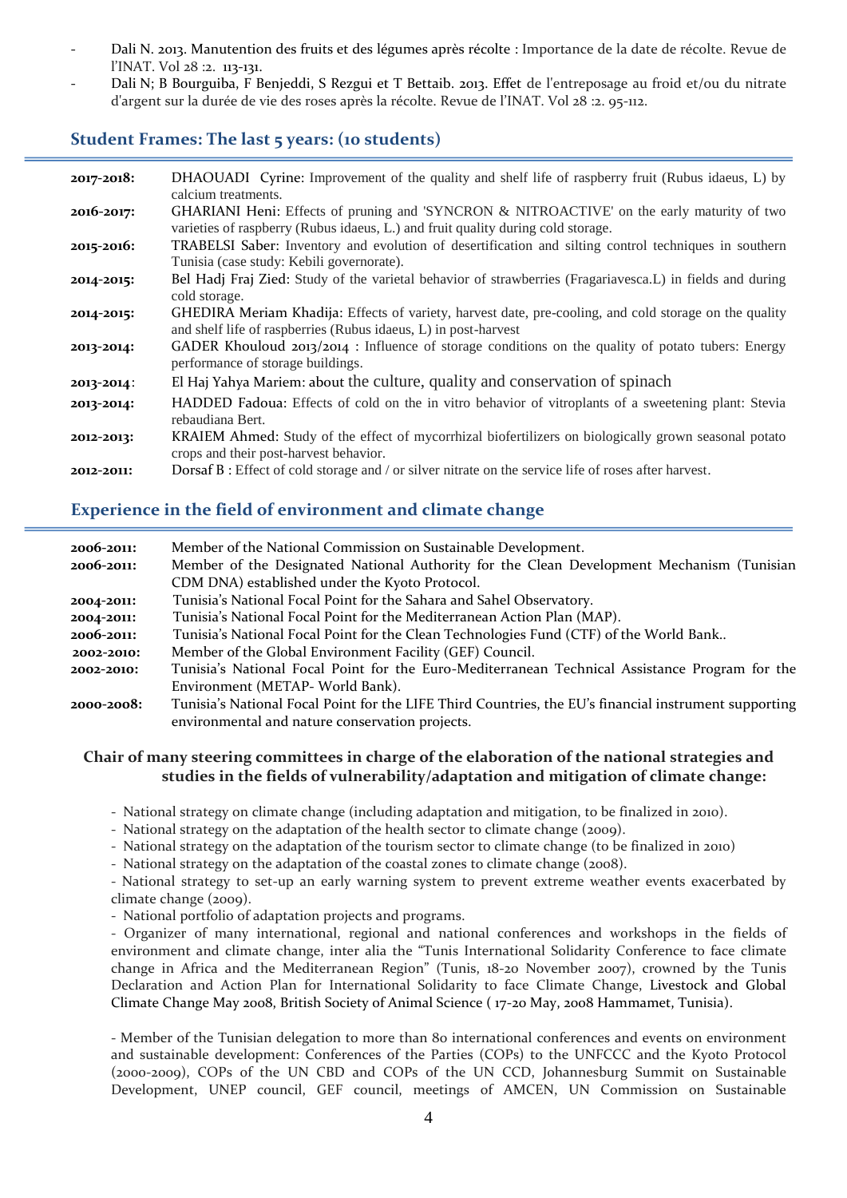- Dali N. 2013. Manutention des fruits et des légumes après récolte : Importance de la date de récolte. Revue de l'INAT. Vol 28 :2. 113-131.
- Dali N; B Bourguiba, F Benjeddi, S Rezgui et T Bettaib. 2013. Effet de l'entreposage au froid et/ou du nitrate d'argent sur la durée de vie des roses après la récolte. Revue de l'INAT. Vol 28 :2. 95-112.

## Student Frames: The last 5 years: (10 students)

| | |
|---|---|
| **2017-2018:** | DHAOUADI Cyrine: Improvement of the quality and shelf life of raspberry fruit (Rubus idaeus, L) by calcium treatments. |
| **2016-2017:** | GHARIANI Heni: Effects of pruning and 'SYNCRON & NITROACTIVE' on the early maturity of two varieties of raspberry (Rubus idaeus, L.) and fruit quality during cold storage. |
| **2015-2016:** | TRABELSI Saber: Inventory and evolution of desertification and silting control techniques in southern Tunisia (case study: Kebili governorate). |
| **2014-2015:** | Bel Hadj Fraj Zied: Study of the varietal behavior of strawberries (Fragariavesca.L) in fields and during cold storage. |
| **2014-2015:** | GHEDIRA Meriam Khadija: Effects of variety, harvest date, pre-cooling, and cold storage on the quality and shelf life of raspberries (Rubus idaeus, L) in post-harvest |
| **2013-2014:** | GADER Khouloud 2013/2014 : Influence of storage conditions on the quality of potato tubers: Energy performance of storage buildings. |
| **2013-2014:** | El Haj Yahya Mariem: about the culture, quality and conservation of spinach |
| **2013-2014:** | HADDED Fadoua: Effects of cold on the in vitro behavior of vitroplants of a sweetening plant: Stevia rebaudiana Bert. |
| **2012-2013:** | KRAIEM Ahmed: Study of the effect of mycorrhizal biofertilizers on biologically grown seasonal potato crops and their post-harvest behavior. |
| **2012-2011:** | Dorsaf B : Effect of cold storage and / or silver nitrate on the service life of roses after harvest. |

## Experience in the field of environment and climate change

| | |
|---|---|
| **2006-2011:** | Member of the National Commission on Sustainable Development. |
| **2006-2011:** | Member of the Designated National Authority for the Clean Development Mechanism (Tunisian CDM DNA) established under the Kyoto Protocol. |
| **2004-2011:** | Tunisia's National Focal Point for the Sahara and Sahel Observatory. |
| **2004-2011:** | Tunisia's National Focal Point for the Mediterranean Action Plan (MAP). |
| **2006-2011:** | Tunisia's National Focal Point for the Clean Technologies Fund (CTF) of the World Bank.. |
| **2002-2010:** | Member of the Global Environment Facility (GEF) Council. |
| **2002-2010:** | Tunisia's National Focal Point for the Euro-Mediterranean Technical Assistance Program for the Environment (METAP- World Bank). |
| **2000-2008:** | Tunisia's National Focal Point for the LIFE Third Countries, the EU's financial instrument supporting environmental and nature conservation projects. |

### Chair of many steering committees in charge of the elaboration of the national strategies and studies in the fields of vulnerability/adaptation and mitigation of climate change:

- National strategy on climate change (including adaptation and mitigation, to be finalized in 2010).
- National strategy on the adaptation of the health sector to climate change (2009).
- National strategy on the adaptation of the tourism sector to climate change (to be finalized in 2010)
- National strategy on the adaptation of the coastal zones to climate change (2008).
- National strategy to set-up an early warning system to prevent extreme weather events exacerbated by climate change (2009).
- National portfolio of adaptation projects and programs.
- Organizer of many international, regional and national conferences and workshops in the fields of environment and climate change, inter alia the "Tunis International Solidarity Conference to face climate change in Africa and the Mediterranean Region" (Tunis, 18-20 November 2007), crowned by the Tunis Declaration and Action Plan for International Solidarity to face Climate Change, Livestock and Global Climate Change May 2008, British Society of Animal Science ( 17-20 May, 2008 Hammamet, Tunisia).

- Member of the Tunisian delegation to more than 80 international conferences and events on environment and sustainable development: Conferences of the Parties (COPs) to the UNFCCC and the Kyoto Protocol (2000-2009), COPs of the UN CBD and COPs of the UN CCD, Johannesburg Summit on Sustainable Development, UNEP council, GEF council, meetings of AMCEN, UN Commission on Sustainable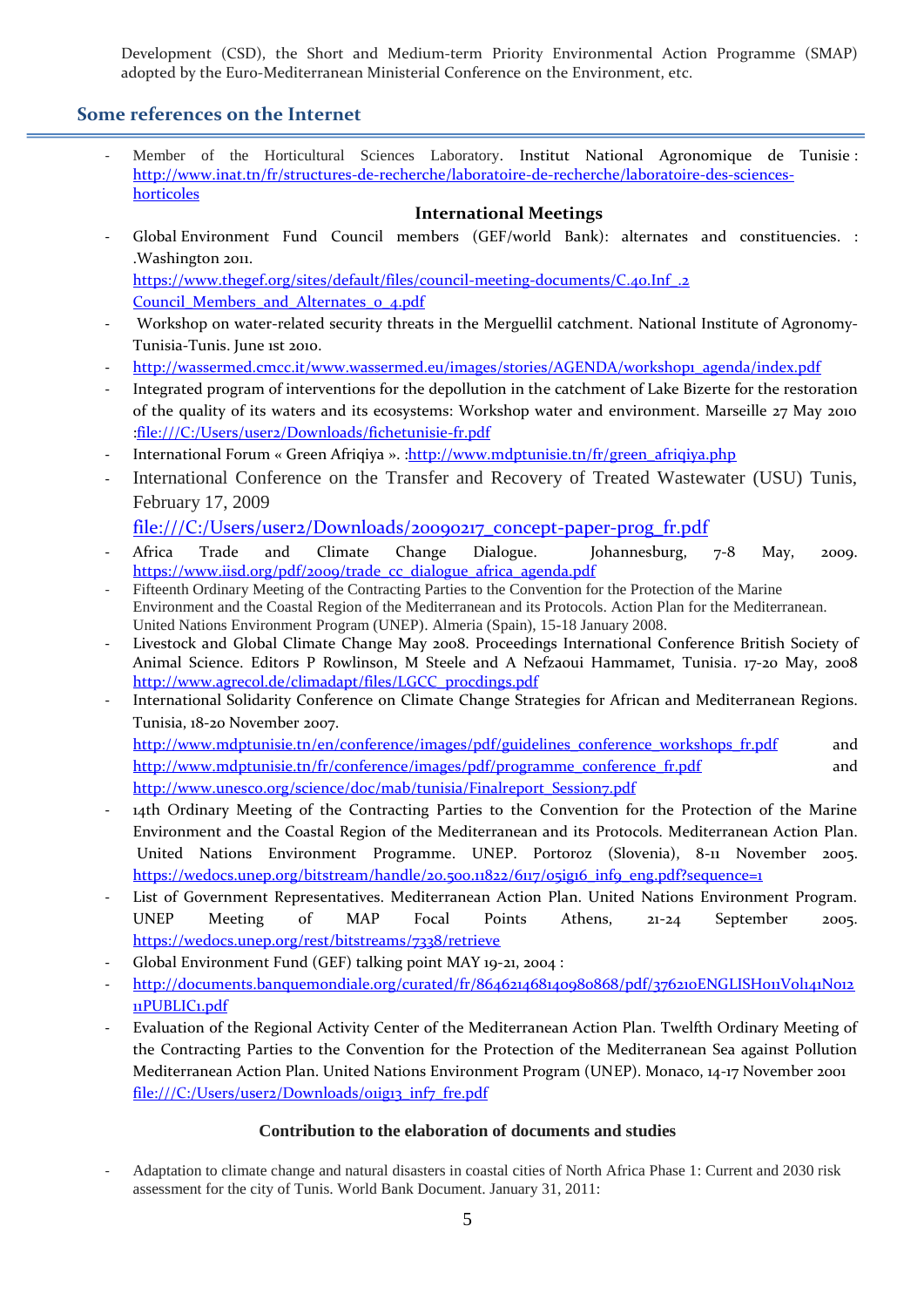Development (CSD), the Short and Medium-term Priority Environmental Action Programme (SMAP) adopted by the Euro-Mediterranean Ministerial Conference on the Environment, etc.

## Some references on the Internet

- Member of the Horticultural Sciences Laboratory. Institut National Agronomique de Tunisie : http://www.inat.tn/fr/structures-de-recherche/laboratoire-de-recherche/laboratoire-des-sciences-horticoles

**International Meetings**

- Global Environment Fund Council members (GEF/world Bank): alternates and constituencies. : .Washington 2011.
  https://www.thegef.org/sites/default/files/council-meeting-documents/C.40.Inf_.2 Council_Members_and_Alternates_0_4.pdf
- Workshop on water-related security threats in the Merguellil catchment. National Institute of Agronomy-Tunisia-Tunis. June 1st 2010.
- http://wassermed.cmcc.it/www.wassermed.eu/images/stories/AGENDA/workshop1_agenda/index.pdf
- Integrated program of interventions for the depollution in the catchment of Lake Bizerte for the restoration of the quality of its waters and its ecosystems: Workshop water and environment. Marseille 27 May 2010 :file:///C:/Users/user2/Downloads/fichetunisie-fr.pdf
- International Forum « Green Afriqiya ». :http://www.mdptunisie.tn/fr/green_afriqiya.php
- International Conference on the Transfer and Recovery of Treated Wastewater (USU) Tunis, February 17, 2009
  file:///C:/Users/user2/Downloads/20090217_concept-paper-prog_fr.pdf
- Africa Trade and Climate Change Dialogue. Johannesburg, 7-8 May, 2009. https://www.iisd.org/pdf/2009/trade_cc_dialogue_africa_agenda.pdf
- Fifteenth Ordinary Meeting of the Contracting Parties to the Convention for the Protection of the Marine Environment and the Coastal Region of the Mediterranean and its Protocols. Action Plan for the Mediterranean. United Nations Environment Program (UNEP). Almeria (Spain), 15-18 January 2008.
- Livestock and Global Climate Change May 2008. Proceedings International Conference British Society of Animal Science. Editors P Rowlinson, M Steele and A Nefzaoui Hammamet, Tunisia. 17-20 May, 2008 http://www.agrecol.de/climadapt/files/LGCC_procdings.pdf
- International Solidarity Conference on Climate Change Strategies for African and Mediterranean Regions. Tunisia, 18-20 November 2007.
  http://www.mdptunisie.tn/en/conference/images/pdf/guidelines_conference_workshops_fr.pdf and http://www.mdptunisie.tn/fr/conference/images/pdf/programme_conference_fr.pdf and http://www.unesco.org/science/doc/mab/tunisia/Finalreport_Session7.pdf
- 14th Ordinary Meeting of the Contracting Parties to the Convention for the Protection of the Marine Environment and the Coastal Region of the Mediterranean and its Protocols. Mediterranean Action Plan. United Nations Environment Programme. UNEP. Portoroz (Slovenia), 8-11 November 2005. https://wedocs.unep.org/bitstream/handle/20.500.11822/6117/05ig16_inf9_eng.pdf?sequence=1
- List of Government Representatives. Mediterranean Action Plan. United Nations Environment Program. UNEP Meeting of MAP Focal Points Athens, 21-24 September 2005. https://wedocs.unep.org/rest/bitstreams/7338/retrieve
- Global Environment Fund (GEF) talking point MAY 19-21, 2004 :
- http://documents.banquemondiale.org/curated/fr/864621468140980868/pdf/376210ENGLISH011Vol141N01211PUBLIC1.pdf
- Evaluation of the Regional Activity Center of the Mediterranean Action Plan. Twelfth Ordinary Meeting of the Contracting Parties to the Convention for the Protection of the Mediterranean Sea against Pollution Mediterranean Action Plan. United Nations Environment Program (UNEP). Monaco, 14-17 November 2001 file:///C:/Users/user2/Downloads/01ig13_inf7_fre.pdf

**Contribution to the elaboration of documents and studies**

- Adaptation to climate change and natural disasters in coastal cities of North Africa Phase 1: Current and 2030 risk assessment for the city of Tunis. World Bank Document. January 31, 2011: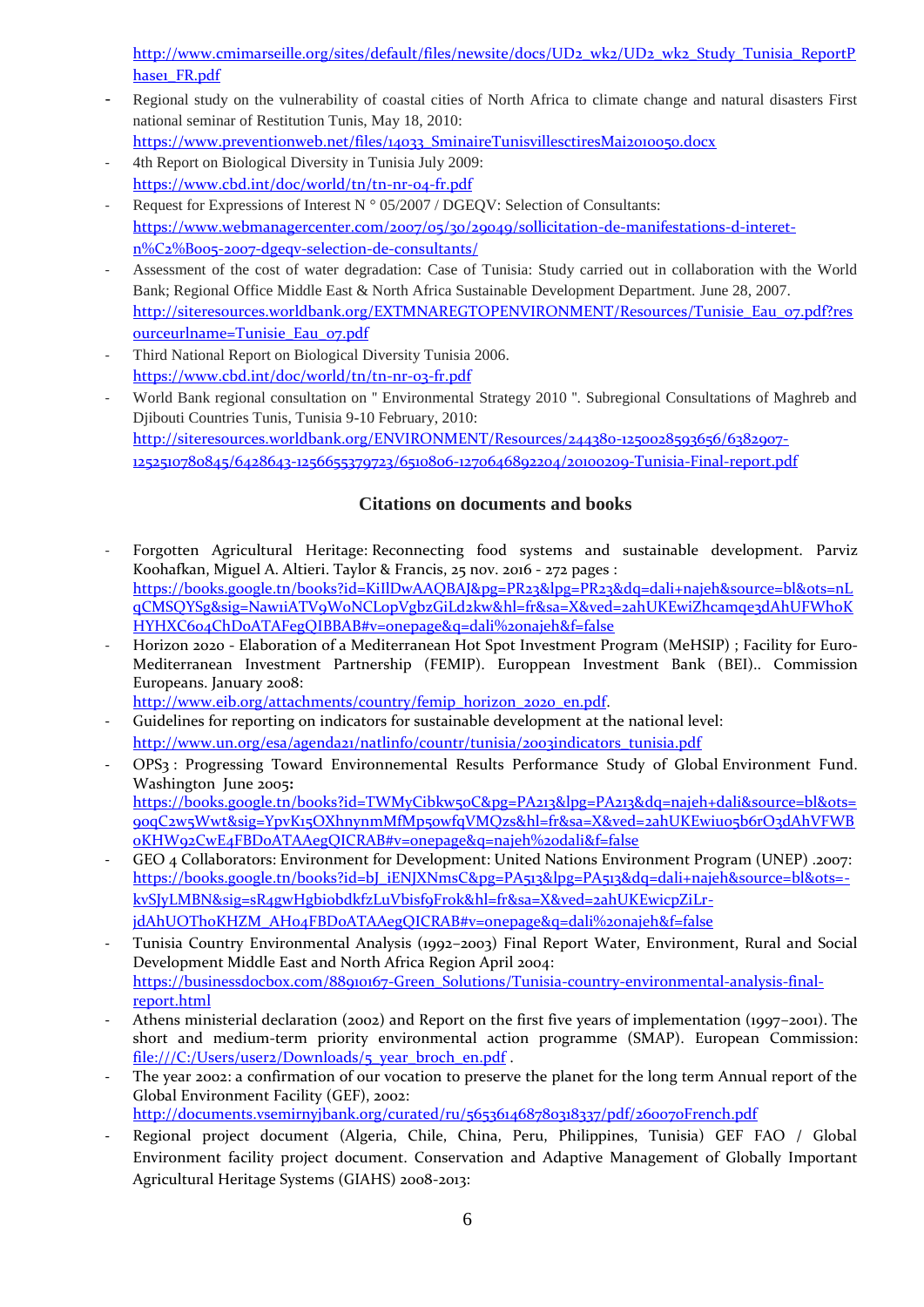http://www.cmimarseille.org/sites/default/files/newsite/docs/UD2_wk2/UD2_wk2_Study_Tunisia_ReportPhase1_FR.pdf

- Regional study on the vulnerability of coastal cities of North Africa to climate change and natural disasters First national seminar of Restitution Tunis, May 18, 2010: https://www.preventionweb.net/files/14033_SminaireTunisvillesctiresMai2010050.docx
- 4th Report on Biological Diversity in Tunisia July 2009: https://www.cbd.int/doc/world/tn/tn-nr-04-fr.pdf
- Request for Expressions of Interest N ° 05/2007 / DGEQV: Selection of Consultants: https://www.webmanagercenter.com/2007/05/30/29049/sollicitation-de-manifestations-d-interet-n%C2%B005-2007-dgeqv-selection-de-consultants/
- Assessment of the cost of water degradation: Case of Tunisia: Study carried out in collaboration with the World Bank; Regional Office Middle East & North Africa Sustainable Development Department. June 28, 2007. http://siteresources.worldbank.org/EXTMNAREGTOPENVIRONMENT/Resources/Tunisie_Eau_07.pdf?resourceurlname=Tunisie_Eau_07.pdf
- Third National Report on Biological Diversity Tunisia 2006. https://www.cbd.int/doc/world/tn/tn-nr-03-fr.pdf
- World Bank regional consultation on " Environmental Strategy 2010 ". Subregional Consultations of Maghreb and Djibouti Countries Tunis, Tunisia 9-10 February, 2010: http://siteresources.worldbank.org/ENVIRONMENT/Resources/244380-1250028593656/6382907-1252510780845/6428643-1256655379723/6510806-1270646892204/20100209-Tunisia-Final-report.pdf

## Citations on documents and books

- Forgotten Agricultural Heritage: Reconnecting food systems and sustainable development. Parviz Koohafkan, Miguel A. Altieri. Taylor & Francis, 25 nov. 2016 - 272 pages : https://books.google.tn/books?id=KiIlDwAAQBAJ&pg=PR23&lpg=PR23&dq=dali+najeh&source=bl&ots=nLqCMSQYSg&sig=Naw1iATV9WoNCLopVgbzGiLd2kw&hl=fr&sa=X&ved=2ahUKEwiZhcamqe3dAhUFWhoKHYHXC604ChDoATAFegQIBBAB#v=onepage&q=dali%20najeh&f=false
- Horizon 2020 - Elaboration of a Mediterranean Hot Spot Investment Program (MeHSIP) ; Facility for Euro-Mediterranean Investment Partnership (FEMIP). Europpean Investment Bank (BEI).. Commission Europeans. January 2008: http://www.eib.org/attachments/country/femip_horizon_2020_en.pdf.
- Guidelines for reporting on indicators for sustainable development at the national level: http://www.un.org/esa/agenda21/natlinfo/countr/tunisia/2003indicators_tunisia.pdf
- OPS3 : Progressing Toward Environnemental Results Performance Study of Global Environment Fund. Washington June 2005**:** https://books.google.tn/books?id=TWMyCibkw50C&pg=PA213&lpg=PA213&dq=najeh+dali&source=bl&ots=90qC2w5Wwt&sig=YpvK15OXhnynmMfMp50wfqVMQzs&hl=fr&sa=X&ved=2ahUKEwiu05b6rO3dAhVFWB0KHW92CwE4FBDoATAAegQICRAB#v=onepage&q=najeh%20dali&f=false
- GEO 4 Collaborators: Environment for Development: United Nations Environment Program (UNEP) .2007: https://books.google.tn/books?id=bJ_iENJXNmsC&pg=PA513&lpg=PA513&dq=dali+najeh&source=bl&ots=-kvSJyLMBN&sig=sR4gwHgbiobdkfzLuVbisf9Frok&hl=fr&sa=X&ved=2ahUKEwicpZiLr-jdAhUOThoKHZM_AH04FBDoATAAegQICRAB#v=onepage&q=dali%20najeh&f=false
- Tunisia Country Environmental Analysis (1992–2003) Final Report Water, Environment, Rural and Social Development Middle East and North Africa Region April 2004: https://businessdocbox.com/88910167-Green_Solutions/Tunisia-country-environmental-analysis-final-report.html
- Athens ministerial declaration (2002) and Report on the first five years of implementation (1997–2001). The short and medium-term priority environmental action programme (SMAP). European Commission: file:///C:/Users/user2/Downloads/5_year_broch_en.pdf .
- The year 2002: a confirmation of our vocation to preserve the planet for the long term Annual report of the Global Environment Facility (GEF), 2002: http://documents.vsemirnyjbank.org/curated/ru/565361468780318337/pdf/260070French.pdf
- Regional project document (Algeria, Chile, China, Peru, Philippines, Tunisia) GEF FAO / Global Environment facility project document. Conservation and Adaptive Management of Globally Important Agricultural Heritage Systems (GIAHS) 2008-2013: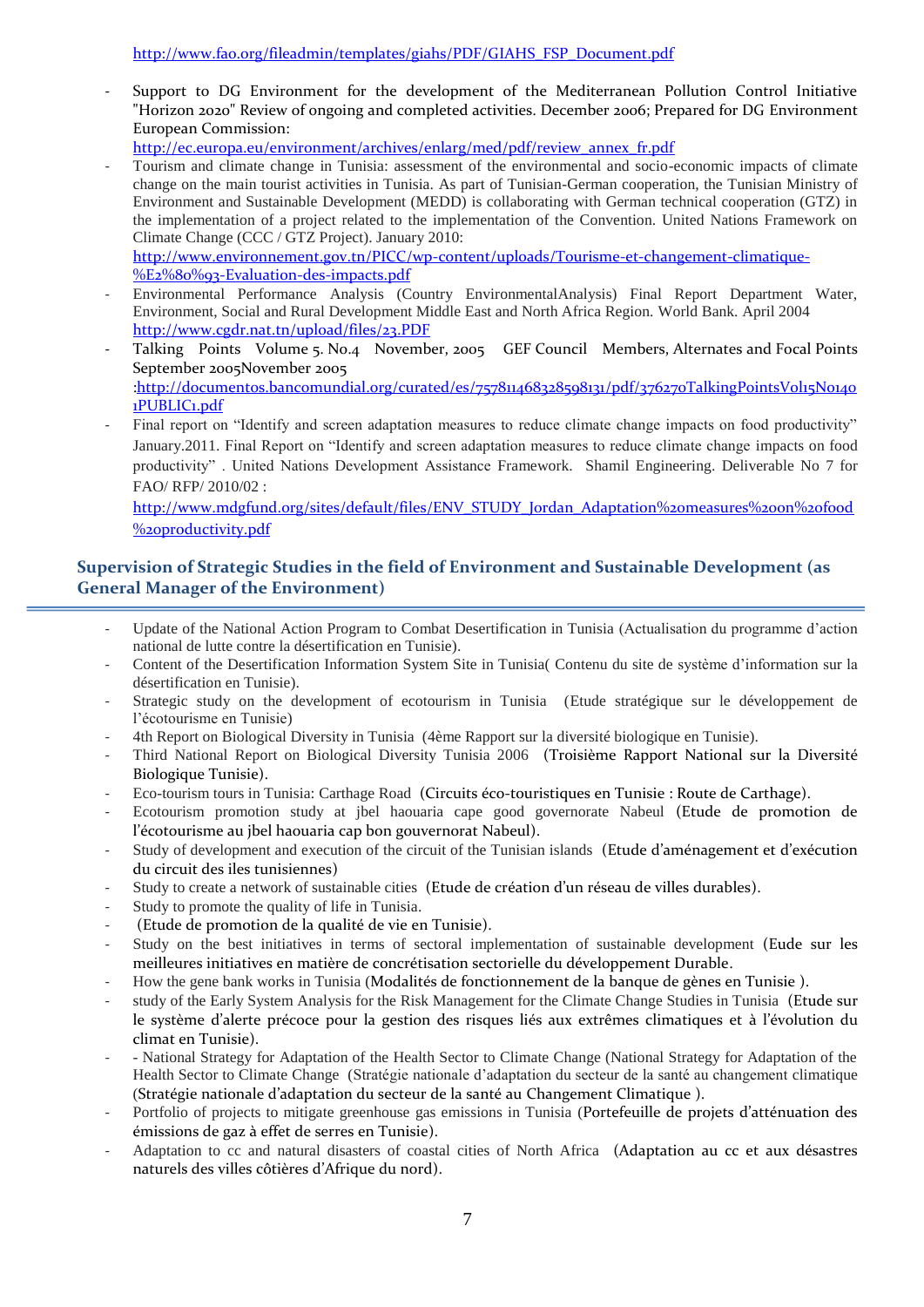http://www.fao.org/fileadmin/templates/giahs/PDF/GIAHS_FSP_Document.pdf

- Support to DG Environment for the development of the Mediterranean Pollution Control Initiative "Horizon 2020" Review of ongoing and completed activities. December 2006; Prepared for DG Environment European Commission:
  http://ec.europa.eu/environment/archives/enlarg/med/pdf/review_annex_fr.pdf
- Tourism and climate change in Tunisia: assessment of the environmental and socio-economic impacts of climate change on the main tourist activities in Tunisia. As part of Tunisian-German cooperation, the Tunisian Ministry of Environment and Sustainable Development (MEDD) is collaborating with German technical cooperation (GTZ) in the implementation of a project related to the implementation of the Convention. United Nations Framework on Climate Change (CCC / GTZ Project). January 2010:
  http://www.environnement.gov.tn/PICC/wp-content/uploads/Tourisme-et-changement-climatique-%E2%80%93-Evaluation-des-impacts.pdf
- Environmental Performance Analysis (Country EnvironmentalAnalysis) Final Report Department Water, Environment, Social and Rural Development Middle East and North Africa Region. World Bank. April 2004
  http://www.cgdr.nat.tn/upload/files/23.PDF
- Talking Points Volume 5. No.4 November, 2005 GEF Council Members, Alternates and Focal Points September 2005November 2005
  :http://documentos.bancomundial.org/curated/es/757811468328598131/pdf/376270TalkingPointsVol15No140 1PUBLIC1.pdf
- Final report on "Identify and screen adaptation measures to reduce climate change impacts on food productivity" January.2011. Final Report on "Identify and screen adaptation measures to reduce climate change impacts on food productivity" . United Nations Development Assistance Framework. Shamil Engineering. Deliverable No 7 for FAO/ RFP/ 2010/02 :
  http://www.mdgfund.org/sites/default/files/ENV_STUDY_Jordan_Adaptation%20measures%20on%20food%20productivity.pdf

## Supervision of Strategic Studies in the field of Environment and Sustainable Development (as General Manager of the Environment)

- Update of the National Action Program to Combat Desertification in Tunisia (Actualisation du programme d'action national de lutte contre la désertification en Tunisie).
- Content of the Desertification Information System Site in Tunisia( Contenu du site de système d'information sur la désertification en Tunisie).
- Strategic study on the development of ecotourism in Tunisia (Etude stratégique sur le développement de l'écotourisme en Tunisie)
- 4th Report on Biological Diversity in Tunisia (4ème Rapport sur la diversité biologique en Tunisie).
- Third National Report on Biological Diversity Tunisia 2006 (Troisième Rapport National sur la Diversité Biologique Tunisie).
- Eco-tourism tours in Tunisia: Carthage Road (Circuits éco-touristiques en Tunisie : Route de Carthage).
- Ecotourism promotion study at jbel haouaria cape good governorate Nabeul (Etude de promotion de l'écotourisme au jbel haouaria cap bon gouvernorat Nabeul).
- Study of development and execution of the circuit of the Tunisian islands (Etude d'aménagement et d'exécution du circuit des iles tunisiennes)
- Study to create a network of sustainable cities (Etude de création d'un réseau de villes durables).
- Study to promote the quality of life in Tunisia.
- (Etude de promotion de la qualité de vie en Tunisie).
- Study on the best initiatives in terms of sectoral implementation of sustainable development (Eude sur les meilleures initiatives en matière de concrétisation sectorielle du développement Durable.
- How the gene bank works in Tunisia (Modalités de fonctionnement de la banque de gènes en Tunisie ).
- study of the Early System Analysis for the Risk Management for the Climate Change Studies in Tunisia (Etude sur le système d'alerte précoce pour la gestion des risques liés aux extrêmes climatiques et à l'évolution du climat en Tunisie).
- - National Strategy for Adaptation of the Health Sector to Climate Change (National Strategy for Adaptation of the Health Sector to Climate Change (Stratégie nationale d'adaptation du secteur de la santé au changement climatique (Stratégie nationale d'adaptation du secteur de la santé au Changement Climatique ).
- Portfolio of projects to mitigate greenhouse gas emissions in Tunisia (Portefeuille de projets d'atténuation des émissions de gaz à effet de serres en Tunisie).
- Adaptation to cc and natural disasters of coastal cities of North Africa (Adaptation au cc et aux désastres naturels des villes côtières d'Afrique du nord).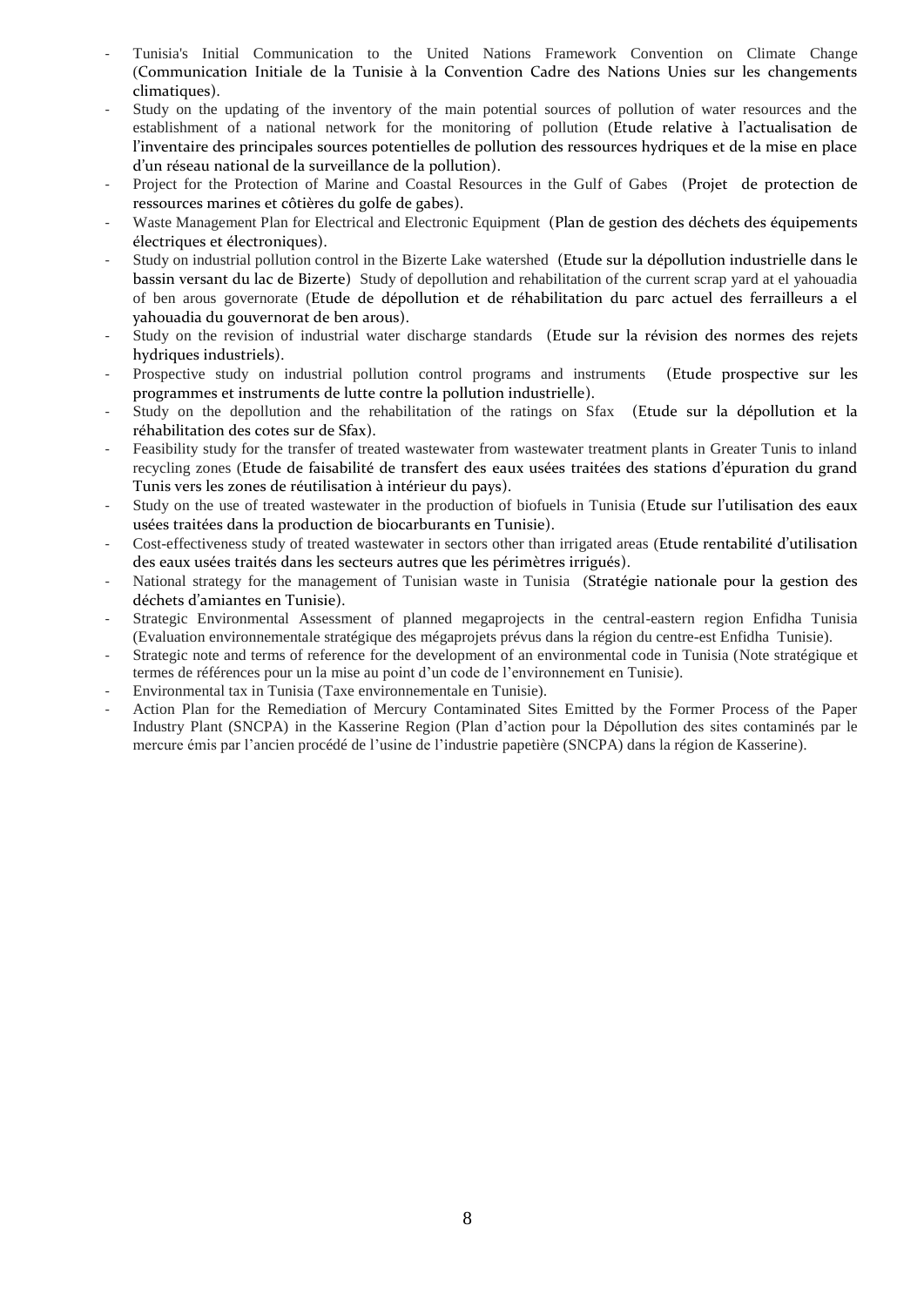- Tunisia's Initial Communication to the United Nations Framework Convention on Climate Change (Communication Initiale de la Tunisie à la Convention Cadre des Nations Unies sur les changements climatiques).
- Study on the updating of the inventory of the main potential sources of pollution of water resources and the establishment of a national network for the monitoring of pollution (Etude relative à l'actualisation de l'inventaire des principales sources potentielles de pollution des ressources hydriques et de la mise en place d'un réseau national de la surveillance de la pollution).
- Project for the Protection of Marine and Coastal Resources in the Gulf of Gabes (Projet de protection de ressources marines et côtières du golfe de gabes).
- Waste Management Plan for Electrical and Electronic Equipment (Plan de gestion des déchets des équipements électriques et électroniques).
- Study on industrial pollution control in the Bizerte Lake watershed (Etude sur la dépollution industrielle dans le bassin versant du lac de Bizerte) Study of depollution and rehabilitation of the current scrap yard at el yahouadia of ben arous governorate (Etude de dépollution et de réhabilitation du parc actuel des ferrailleurs a el yahouadia du gouvernorat de ben arous).
- Study on the revision of industrial water discharge standards (Etude sur la révision des normes des rejets hydriques industriels).
- Prospective study on industrial pollution control programs and instruments (Etude prospective sur les programmes et instruments de lutte contre la pollution industrielle).
- Study on the depollution and the rehabilitation of the ratings on Sfax (Etude sur la dépollution et la réhabilitation des cotes sur de Sfax).
- Feasibility study for the transfer of treated wastewater from wastewater treatment plants in Greater Tunis to inland recycling zones (Etude de faisabilité de transfert des eaux usées traitées des stations d'épuration du grand Tunis vers les zones de réutilisation à intérieur du pays).
- Study on the use of treated wastewater in the production of biofuels in Tunisia (Etude sur l'utilisation des eaux usées traitées dans la production de biocarburants en Tunisie).
- Cost-effectiveness study of treated wastewater in sectors other than irrigated areas (Etude rentabilité d'utilisation des eaux usées traités dans les secteurs autres que les périmètres irrigués).
- National strategy for the management of Tunisian waste in Tunisia (Stratégie nationale pour la gestion des déchets d'amiantes en Tunisie).
- Strategic Environmental Assessment of planned megaprojects in the central-eastern region Enfidha Tunisia (Evaluation environnementale stratégique des mégaprojets prévus dans la région du centre-est Enfidha Tunisie).
- Strategic note and terms of reference for the development of an environmental code in Tunisia (Note stratégique et termes de références pour un la mise au point d'un code de l'environnement en Tunisie).
- Environmental tax in Tunisia (Taxe environnementale en Tunisie).
- Action Plan for the Remediation of Mercury Contaminated Sites Emitted by the Former Process of the Paper Industry Plant (SNCPA) in the Kasserine Region (Plan d'action pour la Dépollution des sites contaminés par le mercure émis par l'ancien procédé de l'usine de l'industrie papetière (SNCPA) dans la région de Kasserine).